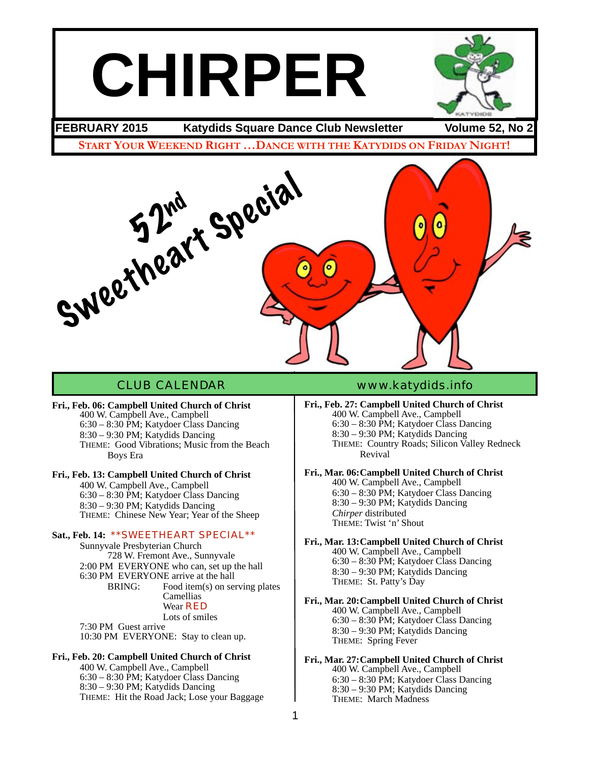# CHIRPER

**FEBRUARY 2015** | **Katydids Square Dance Club Newsletter** | **Volume 52, No 2**

**START YOUR WEEKEND RIGHT …DANCE WITH THE KATYDIDS ON FRIDAY NIGHT!**

## 52nd Sweetheart Special

## CLUB CALENDAR

www.katydids.info

**Fri., Feb. 06: Campbell United Church of Christ**
400 W. Campbell Ave., Campbell
6:30 – 8:30 PM; Katydoer Class Dancing
8:30 – 9:30 PM; Katydids Dancing
THEME: Good Vibrations; Music from the Beach Boys Era

**Fri., Feb. 13: Campbell United Church of Christ**
400 W. Campbell Ave., Campbell
6:30 – 8:30 PM; Katydoer Class Dancing
8:30 – 9:30 PM; Katydids Dancing
THEME: Chinese New Year; Year of the Sheep

**Sat., Feb. 14: \*\*SWEETHEART SPECIAL\*\***
Sunnyvale Presbyterian Church
728 W. Fremont Ave., Sunnyvale
2:00 PM EVERYONE who can, set up the hall
6:30 PM EVERYONE arrive at the hall
BRING: Food item(s) on serving plates
Camellias
Wear RED
Lots of smiles
7:30 PM Guest arrive
10:30 PM EVERYONE: Stay to clean up.

**Fri., Feb. 20: Campbell United Church of Christ**
400 W. Campbell Ave., Campbell
6:30 – 8:30 PM; Katydoer Class Dancing
8:30 – 9:30 PM; Katydids Dancing
THEME: Hit the Road Jack; Lose your Baggage

**Fri., Feb. 27: Campbell United Church of Christ**
400 W. Campbell Ave., Campbell
6:30 – 8:30 PM; Katydoer Class Dancing
8:30 – 9:30 PM; Katydids Dancing
THEME: Country Roads; Silicon Valley Redneck Revival

**Fri., Mar. 06: Campbell United Church of Christ**
400 W. Campbell Ave., Campbell
6:30 – 8:30 PM; Katydoer Class Dancing
8:30 – 9:30 PM; Katydids Dancing
*Chirper* distributed
THEME: Twist 'n' Shout

**Fri., Mar. 13: Campbell United Church of Christ**
400 W. Campbell Ave., Campbell
6:30 – 8:30 PM; Katydoer Class Dancing
8:30 – 9:30 PM; Katydids Dancing
THEME: St. Patty's Day

**Fri., Mar. 20: Campbell United Church of Christ**
400 W. Campbell Ave., Campbell
6:30 – 8:30 PM; Katydoer Class Dancing
8:30 – 9:30 PM; Katydids Dancing
THEME: Spring Fever

**Fri., Mar. 27: Campbell United Church of Christ**
400 W. Campbell Ave., Campbell
6:30 – 8:30 PM; Katydoer Class Dancing
8:30 – 9:30 PM; Katydids Dancing
THEME: March Madness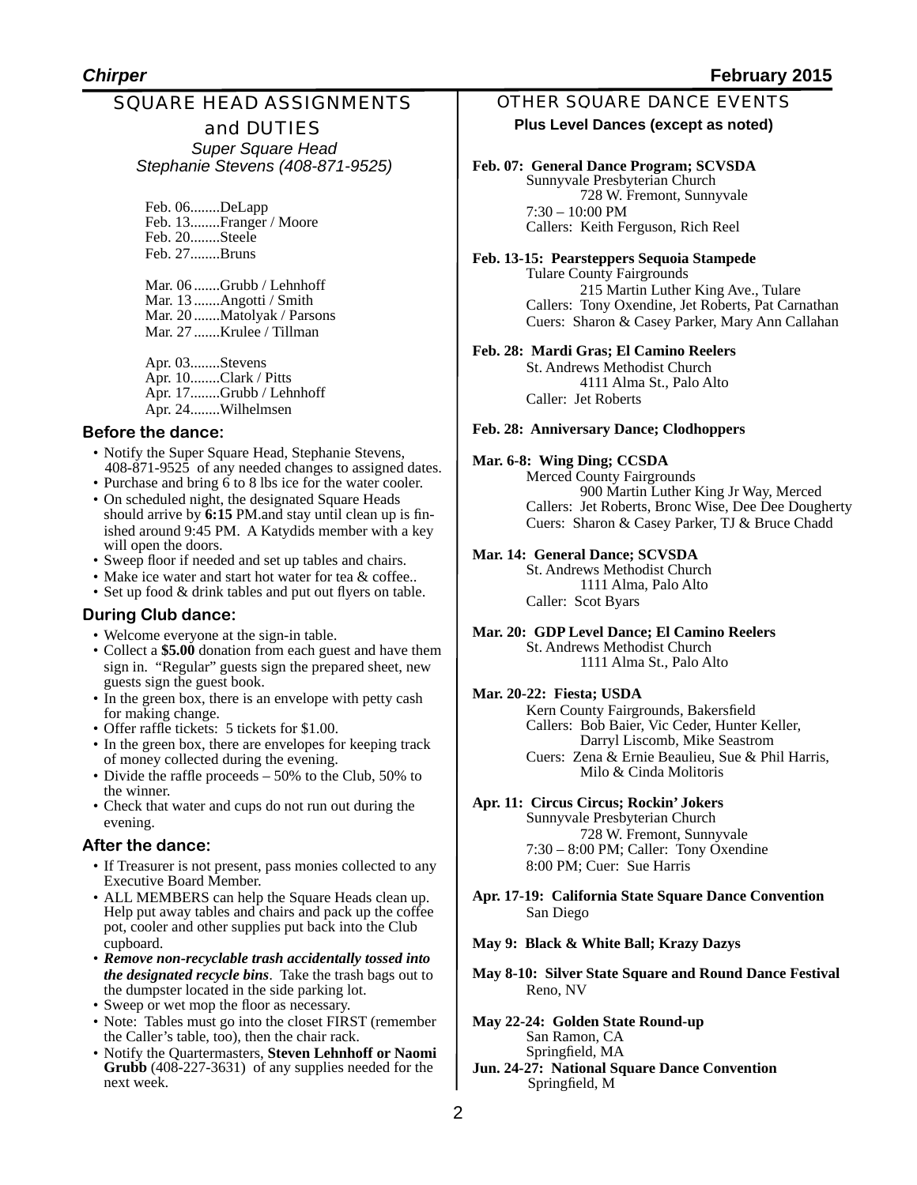## SQUARE HEAD ASSIGNMENTS and DUTIES

*Super Square Head*
*Stephanie Stevens (408-871-9525)*

Feb. 06........DeLapp
Feb. 13........Franger / Moore
Feb. 20........Steele
Feb. 27........Bruns

Mar. 06.......Grubb / Lehnhoff
Mar. 13.......Angotti / Smith
Mar. 20.......Matolyak / Parsons
Mar. 27.......Krulee / Tillman

Apr. 03........Stevens
Apr. 10........Clark / Pitts
Apr. 17........Grubb / Lehnhoff
Apr. 24........Wilhelmsen

### Before the dance:

- Notify the Super Square Head, Stephanie Stevens, 408-871-9525 of any needed changes to assigned dates.
- Purchase and bring 6 to 8 lbs ice for the water cooler.
- On scheduled night, the designated Square Heads should arrive by **6:15** PM.and stay until clean up is finished around 9:45 PM. A Katydids member with a key will open the doors.
- Sweep floor if needed and set up tables and chairs.
- Make ice water and start hot water for tea & coffee..
- Set up food & drink tables and put out flyers on table.

### During Club dance:

- Welcome everyone at the sign-in table.
- Collect a **$5.00** donation from each guest and have them sign in. "Regular" guests sign the prepared sheet, new guests sign the guest book.
- In the green box, there is an envelope with petty cash for making change.
- Offer raffle tickets: 5 tickets for $1.00.
- In the green box, there are envelopes for keeping track of money collected during the evening.
- Divide the raffle proceeds – 50% to the Club, 50% to the winner.
- Check that water and cups do not run out during the evening.

### After the dance:

- If Treasurer is not present, pass monies collected to any Executive Board Member.
- ALL MEMBERS can help the Square Heads clean up. Help put away tables and chairs and pack up the coffee pot, cooler and other supplies put back into the Club cupboard.
- ***Remove non-recyclable trash accidentally tossed into the designated recycle bins***. Take the trash bags out to the dumpster located in the side parking lot.
- Sweep or wet mop the floor as necessary.
- Note: Tables must go into the closet FIRST (remember the Caller's table, too), then the chair rack.
- Notify the Quartermasters, **Steven Lehnhoff or Naomi Grubb** (408-227-3631) of any supplies needed for the next week.

## OTHER SQUARE DANCE EVENTS

**Plus Level Dances (except as noted)**

**Feb. 07: General Dance Program; SCVSDA**
Sunnyvale Presbyterian Church
728 W. Fremont, Sunnyvale
7:30 – 10:00 PM
Callers: Keith Ferguson, Rich Reel

**Feb. 13-15: Pearsteppers Sequoia Stampede**
Tulare County Fairgrounds
215 Martin Luther King Ave., Tulare
Callers: Tony Oxendine, Jet Roberts, Pat Carnathan
Cuers: Sharon & Casey Parker, Mary Ann Callahan

**Feb. 28: Mardi Gras; El Camino Reelers**
St. Andrews Methodist Church
4111 Alma St., Palo Alto
Caller: Jet Roberts

**Feb. 28: Anniversary Dance; Clodhoppers**

**Mar. 6-8: Wing Ding; CCSDA**
Merced County Fairgrounds
900 Martin Luther King Jr Way, Merced
Callers: Jet Roberts, Bronc Wise, Dee Dee Dougherty
Cuers: Sharon & Casey Parker, TJ & Bruce Chadd

**Mar. 14: General Dance; SCVSDA**
St. Andrews Methodist Church
1111 Alma, Palo Alto
Caller: Scot Byars

**Mar. 20: GDP Level Dance; El Camino Reelers**
St. Andrews Methodist Church
1111 Alma St., Palo Alto

**Mar. 20-22: Fiesta; USDA**
Kern County Fairgrounds, Bakersfield
Callers: Bob Baier, Vic Ceder, Hunter Keller, Darryl Liscomb, Mike Seastrom
Cuers: Zena & Ernie Beaulieu, Sue & Phil Harris, Milo & Cinda Molitoris

**Apr. 11: Circus Circus; Rockin' Jokers**
Sunnyvale Presbyterian Church
728 W. Fremont, Sunnyvale
7:30 – 8:00 PM; Caller: Tony Oxendine
8:00 PM; Cuer: Sue Harris

**Apr. 17-19: California State Square Dance Convention**
San Diego

**May 9: Black & White Ball; Krazy Dazys**

**May 8-10: Silver State Square and Round Dance Festival**
Reno, NV

**May 22-24: Golden State Round-up**
San Ramon, CA
Springfield, MA

**Jun. 24-27: National Square Dance Convention**
Springfield, M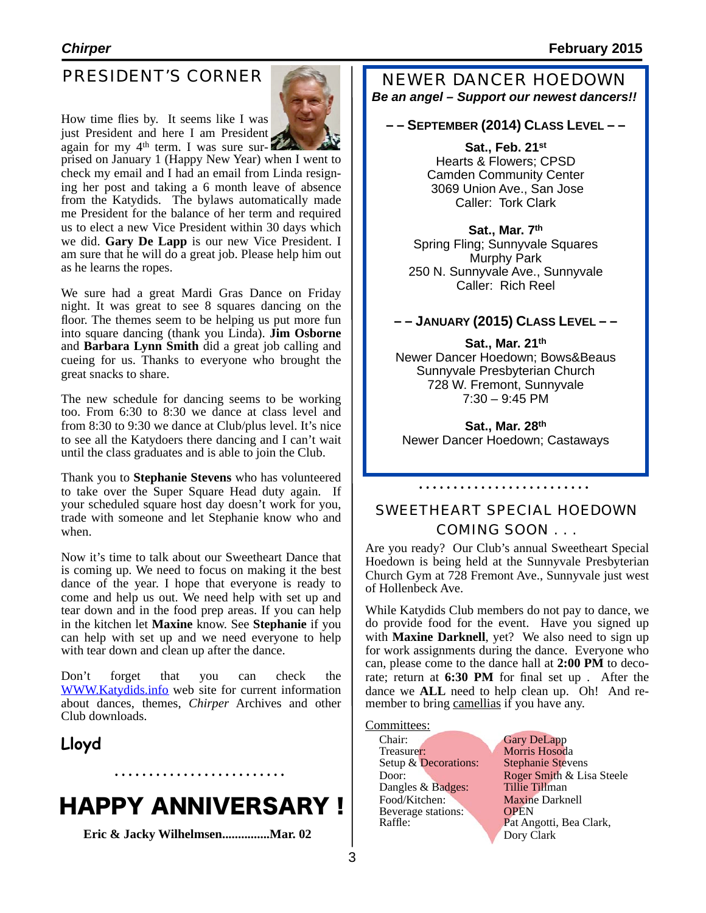## PRESIDENT'S CORNER

How time flies by. It seems like I was just President and here I am President again for my 4th term. I was sure surprised on January 1 (Happy New Year) when I went to check my email and I had an email from Linda resigning her post and taking a 6 month leave of absence from the Katydids. The bylaws automatically made me President for the balance of her term and required us to elect a new Vice President within 30 days which we did. **Gary De Lapp** is our new Vice President. I am sure that he will do a great job. Please help him out as he learns the ropes.

We sure had a great Mardi Gras Dance on Friday night. It was great to see 8 squares dancing on the floor. The themes seem to be helping us put more fun into square dancing (thank you Linda). **Jim Osborne** and **Barbara Lynn Smith** did a great job calling and cueing for us. Thanks to everyone who brought the great snacks to share.

The new schedule for dancing seems to be working too. From 6:30 to 8:30 we dance at class level and from 8:30 to 9:30 we dance at Club/plus level. It's nice to see all the Katydoers there dancing and I can't wait until the class graduates and is able to join the Club.

Thank you to **Stephanie Stevens** who has volunteered to take over the Super Square Head duty again. If your scheduled square host day doesn't work for you, trade with someone and let Stephanie know who and when.

Now it's time to talk about our Sweetheart Dance that is coming up. We need to focus on making it the best dance of the year. I hope that everyone is ready to come and help us out. We need help with set up and tear down and in the food prep areas. If you can help in the kitchen let **Maxine** know. See **Stephanie** if you can help with set up and we need everyone to help with tear down and clean up after the dance.

Don't forget that you can check the WWW.Katydids.info web site for current information about dances, themes, *Chirper* Archives and other Club downloads.

**Lloyd**

. . . . . . . . . . . . . . . . . . . . . . . . .

# HAPPY ANNIVERSARY !

**Eric & Jacky Wilhelmsen...............Mar. 02**

## NEWER DANCER HOEDOWN

***Be an angel – Support our newest dancers!!***

**– – SEPTEMBER (2014) CLASS LEVEL – –**

**Sat., Feb. 21st**
Hearts & Flowers; CPSD
Camden Community Center
3069 Union Ave., San Jose
Caller: Tork Clark

**Sat., Mar. 7th**
Spring Fling; Sunnyvale Squares
Murphy Park
250 N. Sunnyvale Ave., Sunnyvale
Caller: Rich Reel

**– – JANUARY (2015) CLASS LEVEL – –**

**Sat., Mar. 21st**
Newer Dancer Hoedown; Bows&Beaus
Sunnyvale Presbyterian Church
728 W. Fremont, Sunnyvale
7:30 – 9:45 PM

**Sat., Mar. 28th**
Newer Dancer Hoedown; Castaways

. . . . . . . . . . . . . . . . . . . . . . . . .

## SWEETHEART SPECIAL HOEDOWN COMING SOON . . .

Are you ready? Our Club's annual Sweetheart Special Hoedown is being held at the Sunnyvale Presbyterian Church Gym at 728 Fremont Ave., Sunnyvale just west of Hollenbeck Ave.

While Katydids Club members do not pay to dance, we do provide food for the event. Have you signed up with **Maxine Darknell**, yet? We also need to sign up for work assignments during the dance. Everyone who can, please come to the dance hall at **2:00 PM** to decorate; return at **6:30 PM** for final set up . After the dance we **ALL** need to help clean up. Oh! And remember to bring camellias if you have any.

Committees:

| | |
|---|---|
| Chair: | Gary DeLapp |
| Treasurer: | Morris Hosoda |
| Setup & Decorations: | Stephanie Stevens |
| Door: | Roger Smith & Lisa Steele |
| Dangles & Badges: | Tillie Tillman |
| Food/Kitchen: | Maxine Darknell |
| Beverage stations: | OPEN |
| Raffle: | Pat Angotti, Bea Clark, Dory Clark |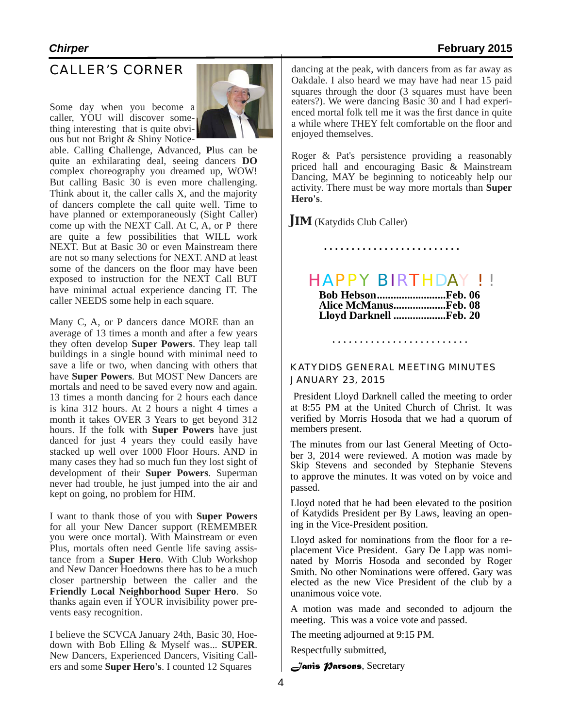## CALLER'S CORNER

Some day when you become a caller, YOU will discover something interesting that is quite obvious but not Bright & Shiny Noticeable. Calling **C**hallenge, **A**dvanced, **P**lus can be quite an exhilarating deal, seeing dancers **DO** complex choreography you dreamed up, WOW! But calling Basic 30 is even more challenging. Think about it, the caller calls X, and the majority of dancers complete the call quite well. Time to have planned or extemporaneously (Sight Caller) come up with the NEXT Call. At C, A, or P there are quite a few possibilities that WILL work NEXT. But at Basic 30 or even Mainstream there are not so many selections for NEXT. AND at least some of the dancers on the floor may have been exposed to instruction for the NEXT Call BUT have minimal actual experience dancing IT. The caller NEEDS some help in each square.

Many C, A, or P dancers dance MORE than an average of 13 times a month and after a few years they often develop **Super Powers**. They leap tall buildings in a single bound with minimal need to save a life or two, when dancing with others that have **Super Powers**. But MOST New Dancers are mortals and need to be saved every now and again. 13 times a month dancing for 2 hours each dance is kina 312 hours. At 2 hours a night 4 times a month it takes OVER 3 Years to get beyond 312 hours. If the folk with **Super Powers** have just danced for just 4 years they could easily have stacked up well over 1000 Floor Hours. AND in many cases they had so much fun they lost sight of development of their **Super Powers**. Superman never had trouble, he just jumped into the air and kept on going, no problem for HIM.

I want to thank those of you with **Super Powers** for all your New Dancer support (REMEMBER you were once mortal). With Mainstream or even Plus, mortals often need Gentle life saving assistance from a **Super Hero**. With Club Workshop and New Dancer Hoedowns there has to be a much closer partnership between the caller and the **Friendly Local Neighborhood Super Hero**. So thanks again even if YOUR invisibility power prevents easy recognition.

I believe the SCVCA January 24th, Basic 30, Hoedown with Bob Elling & Myself was... **SUPER**. New Dancers, Experienced Dancers, Visiting Callers and some **Super Hero's**. I counted 12 Squares dancing at the peak, with dancers from as far away as Oakdale. I also heard we may have had near 15 paid squares through the door (3 squares must have been eaters?). We were dancing Basic 30 and I had experienced mortal folk tell me it was the first dance in quite a while where THEY felt comfortable on the floor and enjoyed themselves.

Roger & Pat's persistence providing a reasonably priced hall and encouraging Basic & Mainstream Dancing, MAY be beginning to noticeably help our activity. There must be way more mortals than **Super Hero's**.

**JIM** (Katydids Club Caller)

........................

## HAPPY BIRTHDAY ! !

**Bob Hebson.........................Feb. 06**
**Alice McManus..................Feb. 08**
**Lloyd Darknell ..................Feb. 20**

........................

### KATYDIDS GENERAL MEETING MINUTES JANUARY 23, 2015

President Lloyd Darknell called the meeting to order at 8:55 PM at the United Church of Christ. It was verified by Morris Hosoda that we had a quorum of members present.

The minutes from our last General Meeting of October 3, 2014 were reviewed. A motion was made by Skip Stevens and seconded by Stephanie Stevens to approve the minutes. It was voted on by voice and passed.

Lloyd noted that he had been elevated to the position of Katydids President per By Laws, leaving an opening in the Vice-President position.

Lloyd asked for nominations from the floor for a replacement Vice President. Gary De Lapp was nominated by Morris Hosoda and seconded by Roger Smith. No other Nominations were offered. Gary was elected as the new Vice President of the club by a unanimous voice vote.

A motion was made and seconded to adjourn the meeting. This was a voice vote and passed.

The meeting adjourned at 9:15 PM.

Respectfully submitted,

*Janis Parsons*, Secretary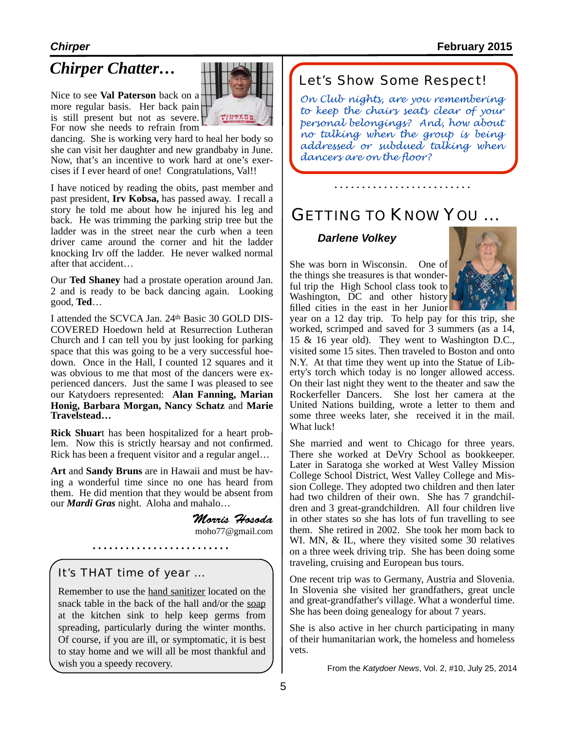## Chirper Chatter…

Nice to see **Val Paterson** back on a more regular basis. Her back pain is still present but not as severe. For now she needs to refrain from dancing. She is working very hard to heal her body so she can visit her daughter and new grandbaby in June. Now, that's an incentive to work hard at one's exercises if I ever heard of one! Congratulations, Val!!

I have noticed by reading the obits, past member and past president, **Irv Kobsa,** has passed away. I recall a story he told me about how he injured his leg and back. He was trimming the parking strip tree but the ladder was in the street near the curb when a teen driver came around the corner and hit the ladder knocking Irv off the ladder. He never walked normal after that accident…

Our **Ted Shaney** had a prostate operation around Jan. 2 and is ready to be back dancing again. Looking good, **Ted**…

I attended the SCVCA Jan. 24th Basic 30 GOLD DISCOVERED Hoedown held at Resurrection Lutheran Church and I can tell you by just looking for parking space that this was going to be a very successful hoedown. Once in the Hall, I counted 12 squares and it was obvious to me that most of the dancers were experienced dancers. Just the same I was pleased to see our Katydoers represented: **Alan Fanning, Marian Honig, Barbara Morgan, Nancy Schatz** and **Marie Travelstead…**

**Rick Shuar**t has been hospitalized for a heart problem. Now this is strictly hearsay and not confirmed. Rick has been a frequent visitor and a regular angel…

**Art** and **Sandy Bruns** are in Hawaii and must be having a wonderful time since no one has heard from them. He did mention that they would be absent from our ***Mardi Gras*** night. Aloha and mahalo…

*Morris Hosoda*
moho77@gmail.com

. . . . . . . . . . . . . . . . . . . . . . . . .

### It's THAT time of year …

Remember to use the hand sanitizer located on the snack table in the back of the hall and/or the soap at the kitchen sink to help keep germs from spreading, particularly during the winter months. Of course, if you are ill, or symptomatic, it is best to stay home and we will all be most thankful and wish you a speedy recovery.

### Let's Show Some Respect!

*On Club nights, are you remembering to keep the chairs seats clear of your personal belongings? And, how about no talking when the group is being addressed or subdued talking when dancers are on the floor?*

. . . . . . . . . . . . . . . . . . . . . . . . .

## GETTING TO KNOW YOU …

### *Darlene Volkey*

She was born in Wisconsin. One of the things she treasures is that wonderful trip the High School class took to Washington, DC and other history filled cities in the east in her Junior year on a 12 day trip. To help pay for this trip, she worked, scrimped and saved for 3 summers (as a 14, 15 & 16 year old). They went to Washington D.C., visited some 15 sites. Then traveled to Boston and onto N.Y. At that time they went up into the Statue of Liberty's torch which today is no longer allowed access. On their last night they went to the theater and saw the Rockerfeller Dancers. She lost her camera at the United Nations building, wrote a letter to them and some three weeks later, she received it in the mail. What luck!

She married and went to Chicago for three years. There she worked at DeVry School as bookkeeper. Later in Saratoga she worked at West Valley Mission College School District, West Valley College and Mission College. They adopted two children and then later had two children of their own. She has 7 grandchildren and 3 great-grandchildren. All four children live in other states so she has lots of fun travelling to see them. She retired in 2002. She took her mom back to WI. MN, & IL, where they visited some 30 relatives on a three week driving trip. She has been doing some traveling, cruising and European bus tours.

One recent trip was to Germany, Austria and Slovenia. In Slovenia she visited her grandfathers, great uncle and great-grandfather's village. What a wonderful time. She has been doing genealogy for about 7 years.

She is also active in her church participating in many of their humanitarian work, the homeless and homeless vets.

From the *Katydoer News*, Vol. 2, #10, July 25, 2014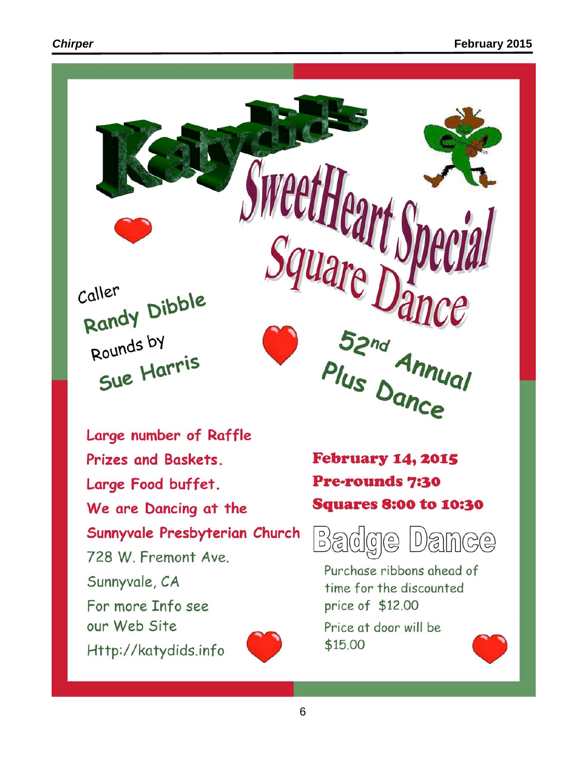# Katydid's SweetHeart Special Square Dance

## 52nd Annual Plus Dance

Caller
**Randy Dibble**

Rounds by
**Sue Harris**

Large number of Raffle Prizes and Baskets.

Large Food buffet.

We are Dancing at the

Sunnyvale Presbyterian Church

728 W. Fremont Ave.

Sunnyvale, CA

For more Info see our Web Site

Http://katydids.info

**February 14, 2015**

**Pre-rounds 7:30**

**Squares 8:00 to 10:30**

## Badge Dance

Purchase ribbons ahead of time for the discounted price of $12.00

Price at door will be $15.00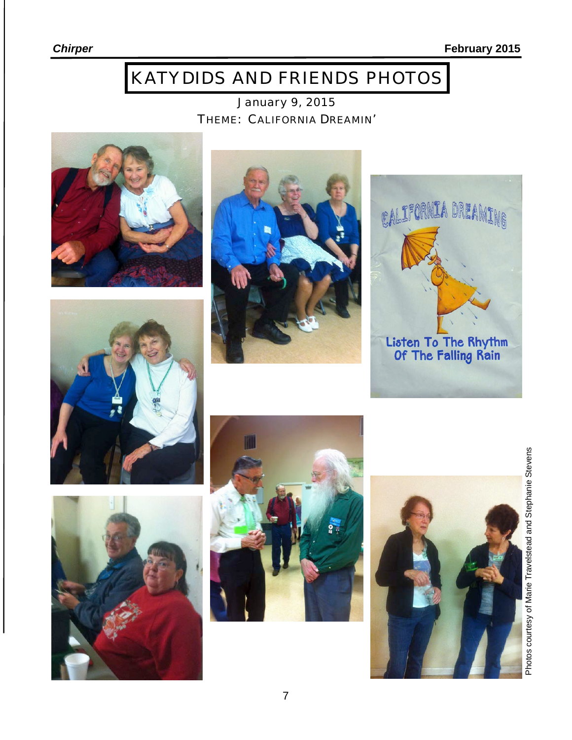# KATYDIDS AND FRIENDS PHOTOS

January 9, 2015

THEME: CALIFORNIA DREAMIN'

Photos courtesy of Marie Travelstead and Stephanie Stevens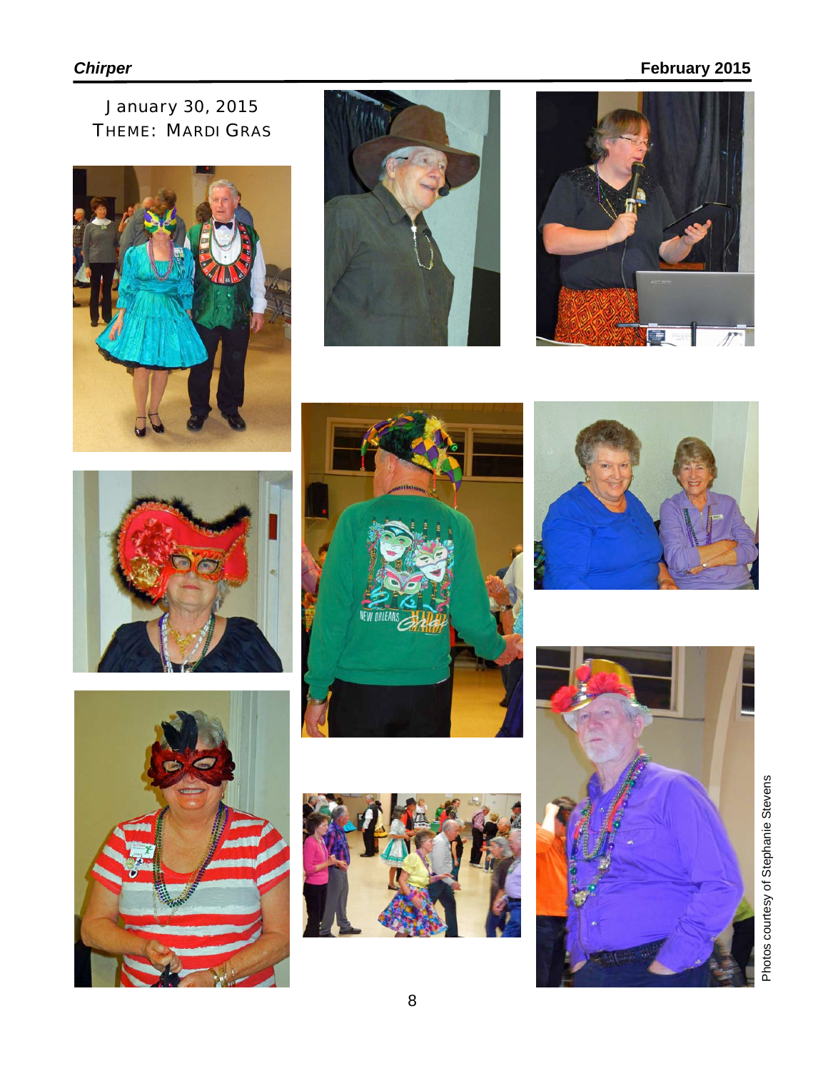January 30, 2015

THEME: MARDI GRAS

Photos courtesy of Stephanie Stevens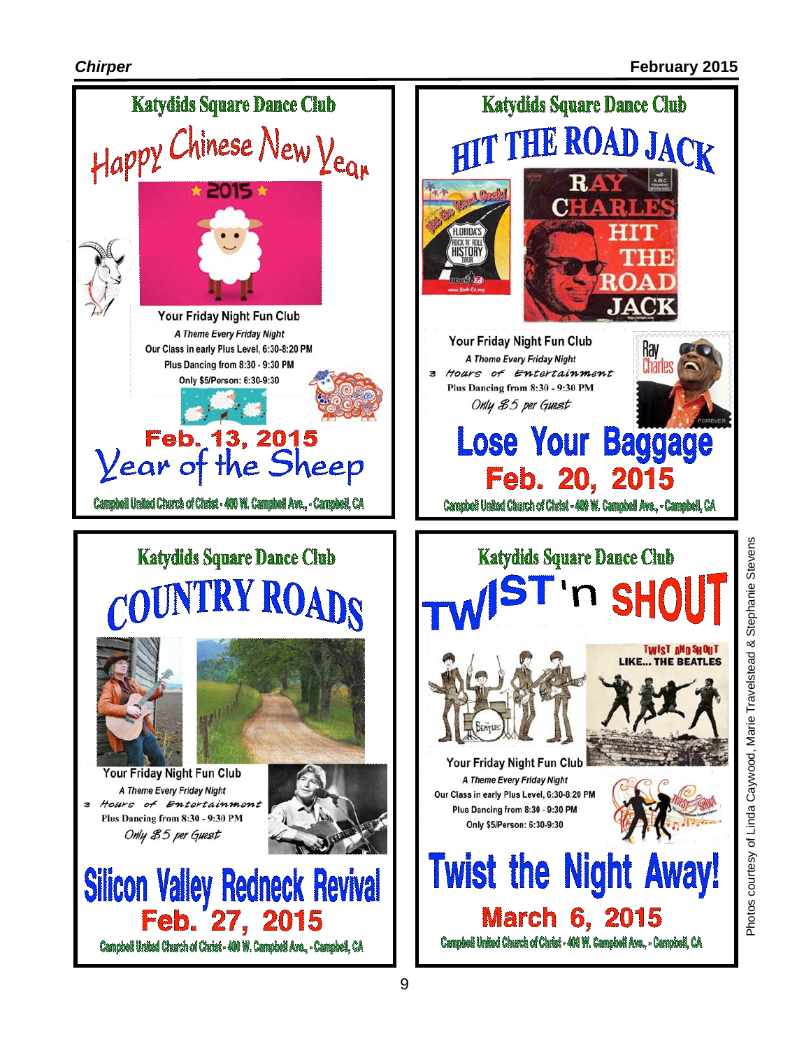## Katydids Square Dance Club

# Happy Chinese New Year

2015

Your Friday Night Fun Club

*A Theme Every Friday Night*

Our Class in early Plus Level, 6:30-8:20 PM

Plus Dancing from 8:30 - 9:30 PM

Only $5/Person: 6:30-9:30

**Feb. 13, 2015**

**Year of the Sheep**

Campbell United Church of Christ - 400 W. Campbell Ave., - Campbell, CA

## Katydids Square Dance Club

# HIT THE ROAD JACK

Your Friday Night Fun Club

*A Theme Every Friday Night*

3 Hours of Entertainment

Plus Dancing from 8:30 - 9:30 PM

*Only $5 per Guest*

**Lose Your Baggage**

**Feb. 20, 2015**

Campbell United Church of Christ - 400 W. Campbell Ave., - Campbell, CA

## Katydids Square Dance Club

# COUNTRY ROADS

Your Friday Night Fun Club

*A Theme Every Friday Night*

3 Hours of Entertainment

Plus Dancing from 8:30 - 9:30 PM

*Only $5 per Guest*

**Silicon Valley Redneck Revival**

**Feb. 27, 2015**

Campbell United Church of Christ - 400 W. Campbell Ave., - Campbell, CA

## Katydids Square Dance Club

# TWIST 'n SHOUT

Your Friday Night Fun Club

*A Theme Every Friday Night*

Our Class in early Plus Level, 6:30-8:20 PM

Plus Dancing from 8:30 - 9:30 PM

Only $5/Person: 6:30-9:30

**Twist the Night Away!**

**March 6, 2015**

Campbell United Church of Christ - 400 W. Campbell Ave., - Campbell, CA

Photos courtesy of Linda Caywood, Marie Travelstead & Stephanie Stevens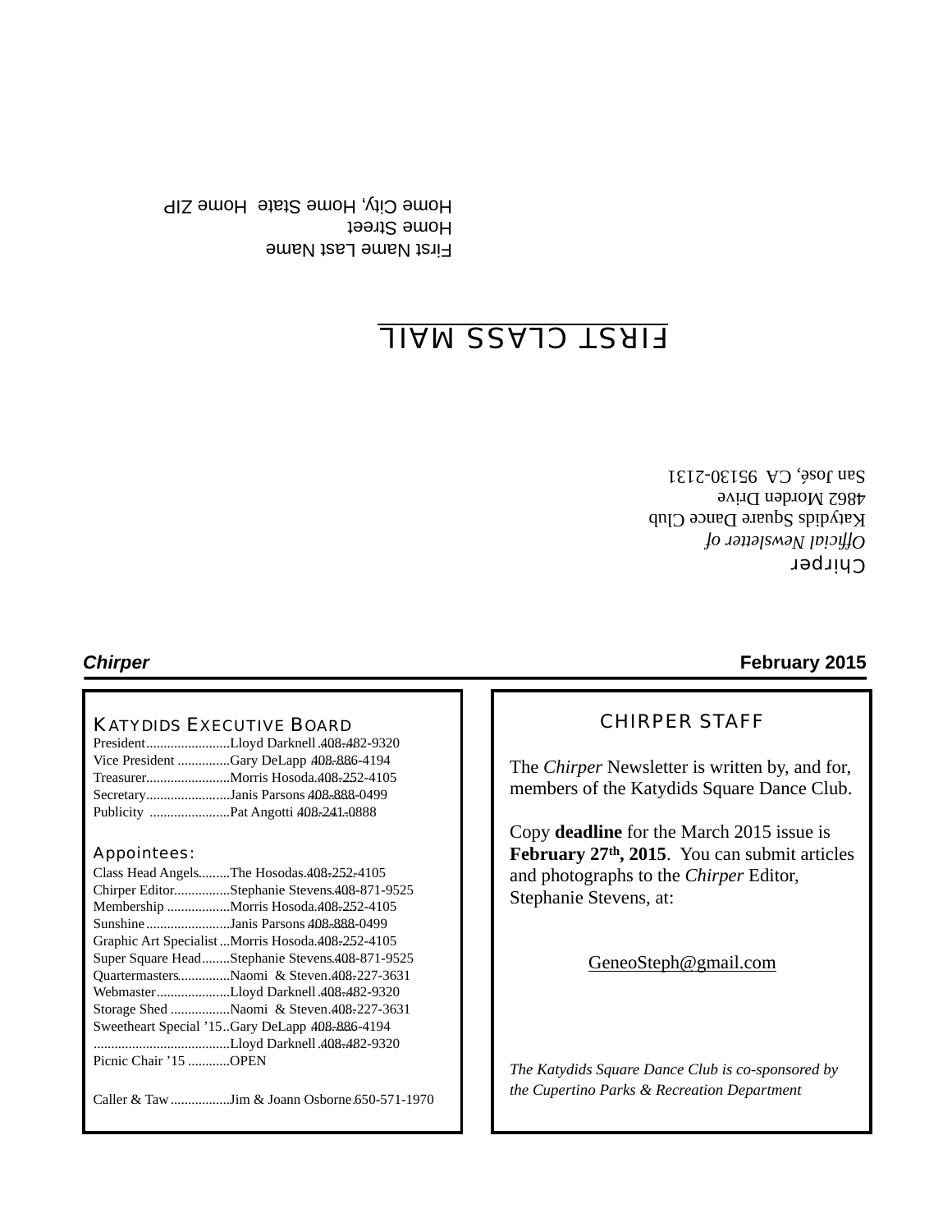First Name Last Name
Home Street
Home City, Home State Home ZIP

FIRST CLASS MAIL

Chirper
*Official Newsletter of*
Katydids Square Dance Club
4862 Morden Drive
San José, CA 95130-2131

**Chirper** **February 2015**

## KATYDIDS EXECUTIVE BOARD

President........................Lloyd Darknell 408-482-9320
Vice President ...............Gary DeLapp 408-886-4194
Treasurer........................Morris Hosoda 408-252-4105
Secretary........................Janis Parsons 408-888-0499
Publicity .......................Pat Angotti 408-241-0888

### Appointees:

Class Head Angels.........The Hosodas 408-252-4105
Chirper Editor................Stephanie Stevens 408-871-9525
Membership ..................Morris Hosoda 408-252-4105
Sunshine ........................Janis Parsons 408-888-0499
Graphic Art Specialist ...Morris Hosoda 408-252-4105
Super Square Head........Stephanie Stevens 408-871-9525
Quartermasters..............Naomi & Steven 408-227-3631
Webmaster.....................Lloyd Darknell 408-482-9320
Storage Shed .................Naomi & Steven 408-227-3631
Sweetheart Special '15..Gary DeLapp 408-886-4194
.......................................Lloyd Darknell 408-482-9320
Picnic Chair '15 ............OPEN

Caller & Taw .................Jim & Joann Osborne 650-571-1970

## CHIRPER STAFF

The *Chirper* Newsletter is written by, and for, members of the Katydids Square Dance Club.

Copy **deadline** for the March 2015 issue is **February 27th, 2015**. You can submit articles and photographs to the *Chirper* Editor, Stephanie Stevens, at:

GeneoSteph@gmail.com

*The Katydids Square Dance Club is co-sponsored by the Cupertino Parks & Recreation Department*